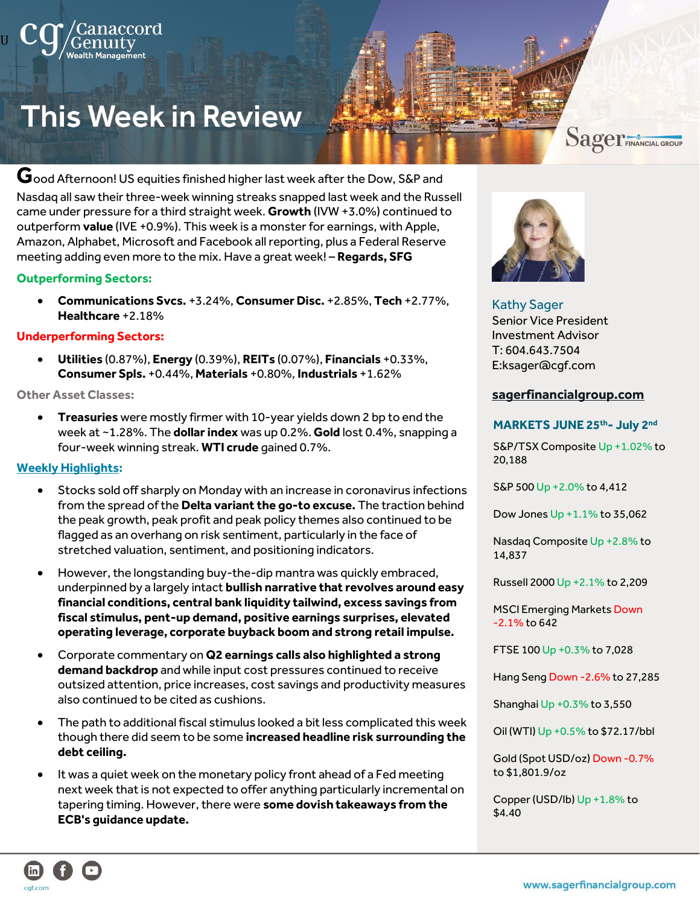# This Week in Review

Good Afternoon! US equities finished higher last week after the Dow, S&P and Nasdaq all saw their three-week winning streaks snapped last week and the Russell came under pressure for a third straight week. **Growth** (IVW +3.0%) continued to outperform **value** (IVE +0.9%). This week is a monster for earnings, with Apple, Amazon, Alphabet, Microsoft and Facebook all reporting, plus a Federal Reserve meeting adding even more to the mix. Have a great week! – **Regards, SFG**

**Outperforming Sectors:**

- **Communications Svcs.** +3.24%, **Consumer Disc.** +2.85%, **Tech** +2.77%, **Healthcare** +2.18%

**Underperforming Sectors:**

- **Utilities** (0.87%), **Energy** (0.39%), **REITs** (0.07%), **Financials** +0.33%, **Consumer Spls.** +0.44%, **Materials** +0.80%, **Industrials** +1.62%

**Other Asset Classes:**

- **Treasuries** were mostly firmer with 10-year yields down 2 bp to end the week at ~1.28%. The **dollar index** was up 0.2%. **Gold** lost 0.4%, snapping a four-week winning streak. **WTI crude** gained 0.7%.

**Weekly Highlights:**

- Stocks sold off sharply on Monday with an increase in coronavirus infections from the spread of the **Delta variant the go-to excuse.** The traction behind the peak growth, peak profit and peak policy themes also continued to be flagged as an overhang on risk sentiment, particularly in the face of stretched valuation, sentiment, and positioning indicators.
- However, the longstanding buy-the-dip mantra was quickly embraced, underpinned by a largely intact **bullish narrative that revolves around easy financial conditions, central bank liquidity tailwind, excess savings from fiscal stimulus, pent-up demand, positive earnings surprises, elevated operating leverage, corporate buyback boom and strong retail impulse.**
- Corporate commentary on **Q2 earnings calls also highlighted a strong demand backdrop** and while input cost pressures continued to receive outsized attention, price increases, cost savings and productivity measures also continued to be cited as cushions.
- The path to additional fiscal stimulus looked a bit less complicated this week though there did seem to be some **increased headline risk surrounding the debt ceiling.**
- It was a quiet week on the monetary policy front ahead of a Fed meeting next week that is not expected to offer anything particularly incremental on tapering timing. However, there were **some dovish takeaways from the ECB's guidance update.**

Kathy Sager
Senior Vice President
Investment Advisor
T: 604.643.7504
E:ksager@cgf.com

**sagerfinancialgroup.com**

**MARKETS JUNE 25th- July 2nd**

S&P/TSX Composite Up +1.02% to 20,188

S&P 500 Up +2.0% to 4,412

Dow Jones Up +1.1% to 35,062

Nasdaq Composite Up +2.8% to 14,837

Russell 2000 Up +2.1% to 2,209

MSCI Emerging Markets Down -2.1% to 642

FTSE 100 Up +0.3% to 7,028

Hang Seng Down -2.6% to 27,285

Shanghai Up +0.3% to 3,550

Oil (WTI) Up +0.5% to $72.17/bbl

Gold (Spot USD/oz) Down -0.7% to $1,801.9/oz

Copper (USD/lb) Up +1.8% to $4.40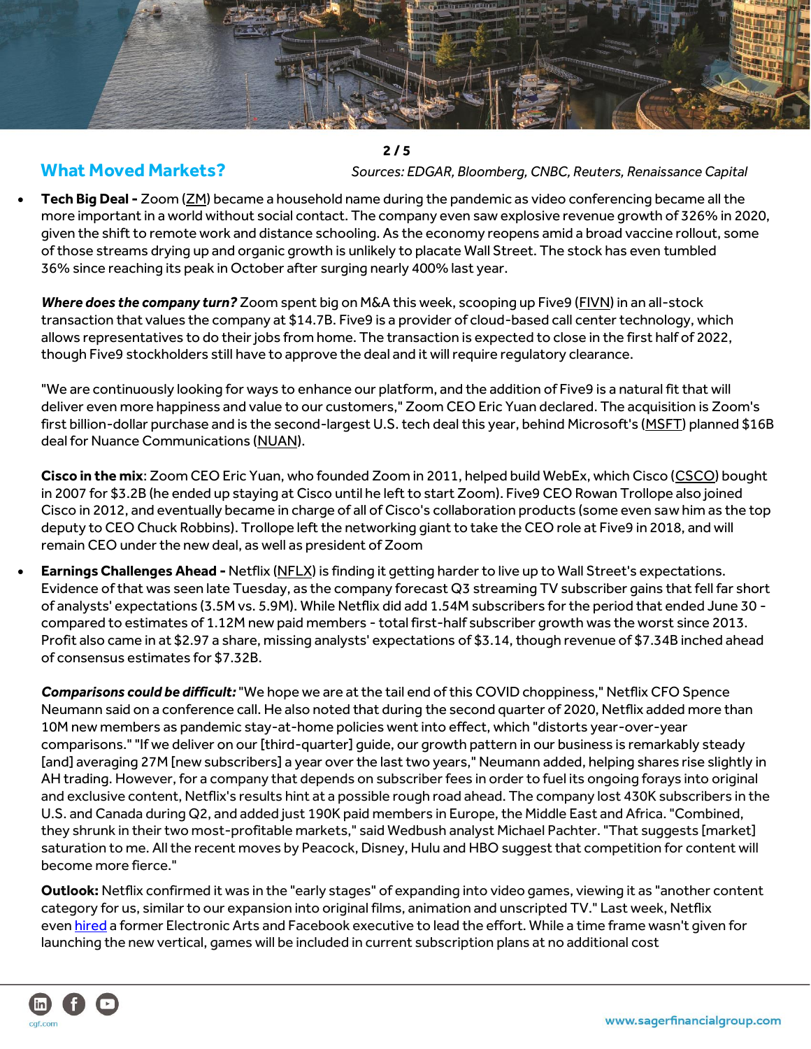## What Moved Markets?

*Sources: EDGAR, Bloomberg, CNBC, Reuters, Renaissance Capital*

- **Tech Big Deal -** Zoom (ZM) became a household name during the pandemic as video conferencing became all the more important in a world without social contact. The company even saw explosive revenue growth of 326% in 2020, given the shift to remote work and distance schooling. As the economy reopens amid a broad vaccine rollout, some of those streams drying up and organic growth is unlikely to placate Wall Street. The stock has even tumbled 36% since reaching its peak in October after surging nearly 400% last year.

  ***Where does the company turn?*** Zoom spent big on M&A this week, scooping up Five9 (FIVN) in an all-stock transaction that values the company at $14.7B. Five9 is a provider of cloud-based call center technology, which allows representatives to do their jobs from home. The transaction is expected to close in the first half of 2022, though Five9 stockholders still have to approve the deal and it will require regulatory clearance.

  "We are continuously looking for ways to enhance our platform, and the addition of Five9 is a natural fit that will deliver even more happiness and value to our customers," Zoom CEO Eric Yuan declared. The acquisition is Zoom's first billion-dollar purchase and is the second-largest U.S. tech deal this year, behind Microsoft's (MSFT) planned $16B deal for Nuance Communications (NUAN).

  **Cisco in the mix**: Zoom CEO Eric Yuan, who founded Zoom in 2011, helped build WebEx, which Cisco (CSCO) bought in 2007 for $3.2B (he ended up staying at Cisco until he left to start Zoom). Five9 CEO Rowan Trollope also joined Cisco in 2012, and eventually became in charge of all of Cisco's collaboration products (some even saw him as the top deputy to CEO Chuck Robbins). Trollope left the networking giant to take the CEO role at Five9 in 2018, and will remain CEO under the new deal, as well as president of Zoom

- **Earnings Challenges Ahead -** Netflix (NFLX) is finding it getting harder to live up to Wall Street's expectations. Evidence of that was seen late Tuesday, as the company forecast Q3 streaming TV subscriber gains that fell far short of analysts' expectations (3.5M vs. 5.9M). While Netflix did add 1.54M subscribers for the period that ended June 30 - compared to estimates of 1.12M new paid members - total first-half subscriber growth was the worst since 2013. Profit also came in at $2.97 a share, missing analysts' expectations of $3.14, though revenue of $7.34B inched ahead of consensus estimates for $7.32B.

  ***Comparisons could be difficult:*** "We hope we are at the tail end of this COVID choppiness," Netflix CFO Spence Neumann said on a conference call. He also noted that during the second quarter of 2020, Netflix added more than 10M new members as pandemic stay-at-home policies went into effect, which "distorts year-over-year comparisons." "If we deliver on our [third-quarter] guide, our growth pattern in our business is remarkably steady [and] averaging 27M [new subscribers] a year over the last two years," Neumann added, helping shares rise slightly in AH trading. However, for a company that depends on subscriber fees in order to fuel its ongoing forays into original and exclusive content, Netflix's results hint at a possible rough road ahead. The company lost 430K subscribers in the U.S. and Canada during Q2, and added just 190K paid members in Europe, the Middle East and Africa. "Combined, they shrunk in their two most-profitable markets," said Wedbush analyst Michael Pachter. "That suggests [market] saturation to me. All the recent moves by Peacock, Disney, Hulu and HBO suggest that competition for content will become more fierce."

  **Outlook:** Netflix confirmed it was in the "early stages" of expanding into video games, viewing it as "another content category for us, similar to our expansion into original films, animation and unscripted TV." Last week, Netflix even hired a former Electronic Arts and Facebook executive to lead the effort. While a time frame wasn't given for launching the new vertical, games will be included in current subscription plans at no additional cost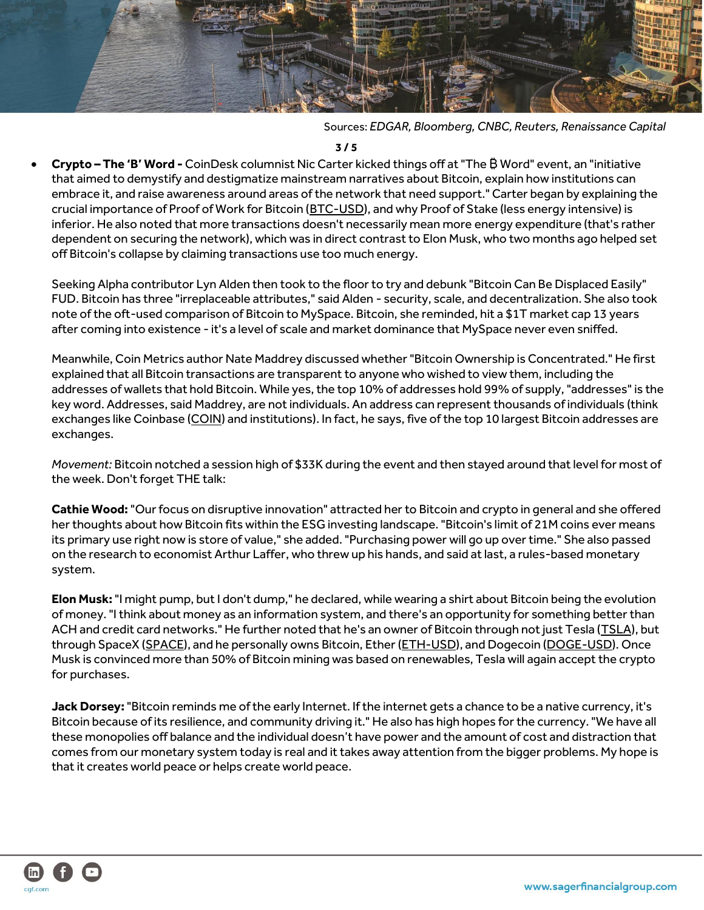Sources: *EDGAR, Bloomberg, CNBC, Reuters, Renaissance Capital*

- **Crypto – The 'B' Word -** CoinDesk columnist Nic Carter kicked things off at "The ₿ Word" event, an "initiative that aimed to demystify and destigmatize mainstream narratives about Bitcoin, explain how institutions can embrace it, and raise awareness around areas of the network that need support." Carter began by explaining the crucial importance of Proof of Work for Bitcoin (BTC-USD), and why Proof of Stake (less energy intensive) is inferior. He also noted that more transactions doesn't necessarily mean more energy expenditure (that's rather dependent on securing the network), which was in direct contrast to Elon Musk, who two months ago helped set off Bitcoin's collapse by claiming transactions use too much energy.

  Seeking Alpha contributor Lyn Alden then took to the floor to try and debunk "Bitcoin Can Be Displaced Easily" FUD. Bitcoin has three "irreplaceable attributes," said Alden - security, scale, and decentralization. She also took note of the oft-used comparison of Bitcoin to MySpace. Bitcoin, she reminded, hit a $1T market cap 13 years after coming into existence - it's a level of scale and market dominance that MySpace never even sniffed.

  Meanwhile, Coin Metrics author Nate Maddrey discussed whether "Bitcoin Ownership is Concentrated." He first explained that all Bitcoin transactions are transparent to anyone who wished to view them, including the addresses of wallets that hold Bitcoin. While yes, the top 10% of addresses hold 99% of supply, "addresses" is the key word. Addresses, said Maddrey, are not individuals. An address can represent thousands of individuals (think exchanges like Coinbase (COIN) and institutions). In fact, he says, five of the top 10 largest Bitcoin addresses are exchanges.

  *Movement:* Bitcoin notched a session high of $33K during the event and then stayed around that level for most of the week. Don't forget THE talk:

  **Cathie Wood:** "Our focus on disruptive innovation" attracted her to Bitcoin and crypto in general and she offered her thoughts about how Bitcoin fits within the ESG investing landscape. "Bitcoin's limit of 21M coins ever means its primary use right now is store of value," she added. "Purchasing power will go up over time." She also passed on the research to economist Arthur Laffer, who threw up his hands, and said at last, a rules-based monetary system.

  **Elon Musk:** "I might pump, but I don't dump," he declared, while wearing a shirt about Bitcoin being the evolution of money. "I think about money as an information system, and there's an opportunity for something better than ACH and credit card networks." He further noted that he's an owner of Bitcoin through not just Tesla (TSLA), but through SpaceX (SPACE), and he personally owns Bitcoin, Ether (ETH-USD), and Dogecoin (DOGE-USD). Once Musk is convinced more than 50% of Bitcoin mining was based on renewables, Tesla will again accept the crypto for purchases.

  **Jack Dorsey:** "Bitcoin reminds me of the early Internet. If the internet gets a chance to be a native currency, it's Bitcoin because of its resilience, and community driving it." He also has high hopes for the currency. "We have all these monopolies off balance and the individual doesn't have power and the amount of cost and distraction that comes from our monetary system today is real and it takes away attention from the bigger problems. My hope is that it creates world peace or helps create world peace.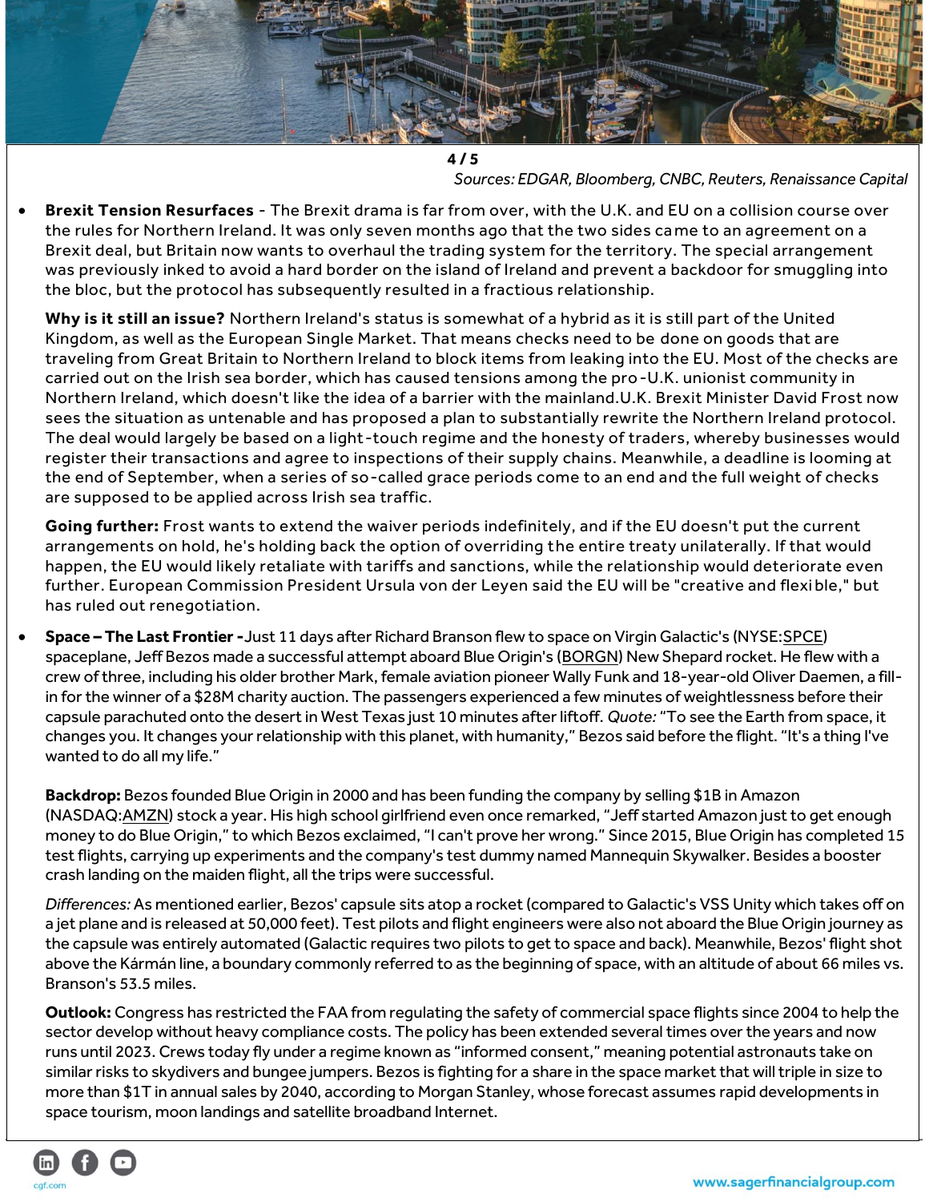Sources: EDGAR, Bloomberg, CNBC, Reuters, Renaissance Capital

- **Brexit Tension Resurfaces** - The Brexit drama is far from over, with the U.K. and EU on a collision course over the rules for Northern Ireland. It was only seven months ago that the two sides came to an agreement on a Brexit deal, but Britain now wants to overhaul the trading system for the territory. The special arrangement was previously inked to avoid a hard border on the island of Ireland and prevent a backdoor for smuggling into the bloc, but the protocol has subsequently resulted in a fractious relationship.

  **Why is it still an issue?** Northern Ireland's status is somewhat of a hybrid as it is still part of the United Kingdom, as well as the European Single Market. That means checks need to be done on goods that are traveling from Great Britain to Northern Ireland to block items from leaking into the EU. Most of the checks are carried out on the Irish sea border, which has caused tensions among the pro-U.K. unionist community in Northern Ireland, which doesn't like the idea of a barrier with the mainland.U.K. Brexit Minister David Frost now sees the situation as untenable and has proposed a plan to substantially rewrite the Northern Ireland protocol. The deal would largely be based on a light-touch regime and the honesty of traders, whereby businesses would register their transactions and agree to inspections of their supply chains. Meanwhile, a deadline is looming at the end of September, when a series of so-called grace periods come to an end and the full weight of checks are supposed to be applied across Irish sea traffic.

  **Going further:** Frost wants to extend the waiver periods indefinitely, and if the EU doesn't put the current arrangements on hold, he's holding back the option of overriding the entire treaty unilaterally. If that would happen, the EU would likely retaliate with tariffs and sanctions, while the relationship would deteriorate even further. European Commission President Ursula von der Leyen said the EU will be "creative and flexible," but has ruled out renegotiation.

- **Space – The Last Frontier -** Just 11 days after Richard Branson flew to space on Virgin Galactic's (NYSE:SPCE) spaceplane, Jeff Bezos made a successful attempt aboard Blue Origin's (BORGN) New Shepard rocket. He flew with a crew of three, including his older brother Mark, female aviation pioneer Wally Funk and 18-year-old Oliver Daemen, a fill-in for the winner of a $28M charity auction. The passengers experienced a few minutes of weightlessness before their capsule parachuted onto the desert in West Texas just 10 minutes after liftoff. *Quote:* "To see the Earth from space, it changes you. It changes your relationship with this planet, with humanity," Bezos said before the flight. "It's a thing I've wanted to do all my life."

  **Backdrop:** Bezos founded Blue Origin in 2000 and has been funding the company by selling $1B in Amazon (NASDAQ:AMZN) stock a year. His high school girlfriend even once remarked, "Jeff started Amazon just to get enough money to do Blue Origin," to which Bezos exclaimed, "I can't prove her wrong." Since 2015, Blue Origin has completed 15 test flights, carrying up experiments and the company's test dummy named Mannequin Skywalker. Besides a booster crash landing on the maiden flight, all the trips were successful.

  *Differences:* As mentioned earlier, Bezos' capsule sits atop a rocket (compared to Galactic's VSS Unity which takes off on a jet plane and is released at 50,000 feet). Test pilots and flight engineers were also not aboard the Blue Origin journey as the capsule was entirely automated (Galactic requires two pilots to get to space and back). Meanwhile, Bezos' flight shot above the Kármán line, a boundary commonly referred to as the beginning of space, with an altitude of about 66 miles vs. Branson's 53.5 miles.

  **Outlook:** Congress has restricted the FAA from regulating the safety of commercial space flights since 2004 to help the sector develop without heavy compliance costs. The policy has been extended several times over the years and now runs until 2023. Crews today fly under a regime known as "informed consent," meaning potential astronauts take on similar risks to skydivers and bungee jumpers. Bezos is fighting for a share in the space market that will triple in size to more than $1T in annual sales by 2040, according to Morgan Stanley, whose forecast assumes rapid developments in space tourism, moon landings and satellite broadband Internet.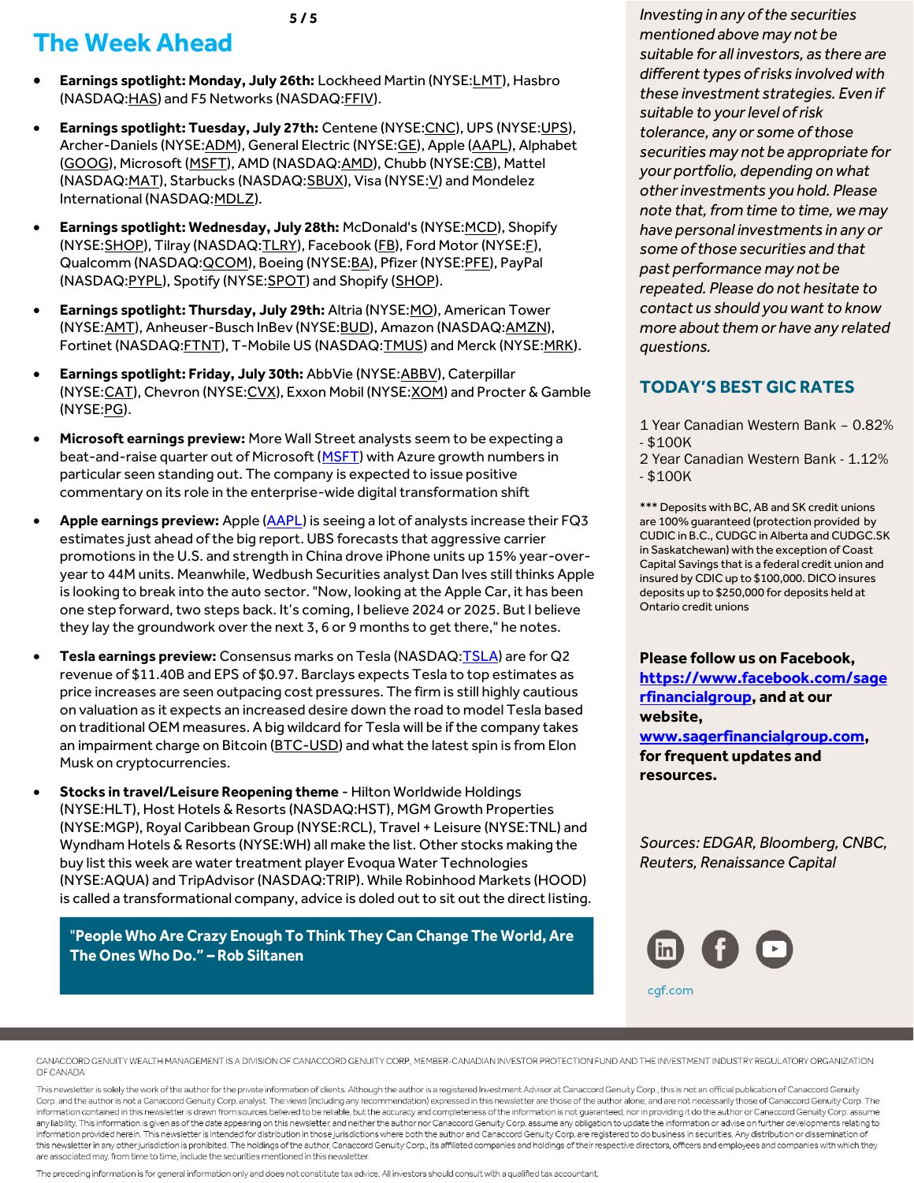# The Week Ahead

- **Earnings spotlight: Monday, July 26th:** Lockheed Martin (NYSE:LMT), Hasbro (NASDAQ:HAS) and F5 Networks (NASDAQ:FFIV).
- **Earnings spotlight: Tuesday, July 27th:** Centene (NYSE:CNC), UPS (NYSE:UPS), Archer-Daniels (NYSE:ADM), General Electric (NYSE:GE), Apple (AAPL), Alphabet (GOOG), Microsoft (MSFT), AMD (NASDAQ:AMD), Chubb (NYSE:CB), Mattel (NASDAQ:MAT), Starbucks (NASDAQ:SBUX), Visa (NYSE:V) and Mondelez International (NASDAQ:MDLZ).
- **Earnings spotlight: Wednesday, July 28th:** McDonald's (NYSE:MCD), Shopify (NYSE:SHOP), Tilray (NASDAQ:TLRY), Facebook (FB), Ford Motor (NYSE:F), Qualcomm (NASDAQ:QCOM), Boeing (NYSE:BA), Pfizer (NYSE:PFE), PayPal (NASDAQ:PYPL), Spotify (NYSE:SPOT) and Shopify (SHOP).
- **Earnings spotlight: Thursday, July 29th:** Altria (NYSE:MO), American Tower (NYSE:AMT), Anheuser-Busch InBev (NYSE:BUD), Amazon (NASDAQ:AMZN), Fortinet (NASDAQ:FTNT), T-Mobile US (NASDAQ:TMUS) and Merck (NYSE:MRK).
- **Earnings spotlight: Friday, July 30th:** AbbVie (NYSE:ABBV), Caterpillar (NYSE:CAT), Chevron (NYSE:CVX), Exxon Mobil (NYSE:XOM) and Procter & Gamble (NYSE:PG).
- **Microsoft earnings preview:** More Wall Street analysts seem to be expecting a beat-and-raise quarter out of Microsoft (MSFT) with Azure growth numbers in particular seen standing out. The company is expected to issue positive commentary on its role in the enterprise-wide digital transformation shift
- **Apple earnings preview:** Apple (AAPL) is seeing a lot of analysts increase their FQ3 estimates just ahead of the big report. UBS forecasts that aggressive carrier promotions in the U.S. and strength in China drove iPhone units up 15% year-over-year to 44M units. Meanwhile, Wedbush Securities analyst Dan Ives still thinks Apple is looking to break into the auto sector. "Now, looking at the Apple Car, it has been one step forward, two steps back. It's coming, I believe 2024 or 2025. But I believe they lay the groundwork over the next 3, 6 or 9 months to get there," he notes.
- **Tesla earnings preview:** Consensus marks on Tesla (NASDAQ:TSLA) are for Q2 revenue of $11.40B and EPS of $0.97. Barclays expects Tesla to top estimates as price increases are seen outpacing cost pressures. The firm is still highly cautious on valuation as it expects an increased desire down the road to model Tesla based on traditional OEM measures. A big wildcard for Tesla will be if the company takes an impairment charge on Bitcoin (BTC-USD) and what the latest spin is from Elon Musk on cryptocurrencies.
- **Stocks in travel/Leisure Reopening theme** - Hilton Worldwide Holdings (NYSE:HLT), Host Hotels & Resorts (NASDAQ:HST), MGM Growth Properties (NYSE:MGP), Royal Caribbean Group (NYSE:RCL), Travel + Leisure (NYSE:TNL) and Wyndham Hotels & Resorts (NYSE:WH) all make the list. Other stocks making the buy list this week are water treatment player Evoqua Water Technologies (NYSE:AQUA) and TripAdvisor (NASDAQ:TRIP). While Robinhood Markets (HOOD) is called a transformational company, advice is doled out to sit out the direct listing.

> **"People Who Are Crazy Enough To Think They Can Change The World, Are The Ones Who Do." – Rob Siltanen**

*Investing in any of the securities mentioned above may not be suitable for all investors, as there are different types of risks involved with these investment strategies. Even if suitable to your level of risk tolerance, any or some of those securities may not be appropriate for your portfolio, depending on what other investments you hold. Please note that, from time to time, we may have personal investments in any or some of those securities and that past performance may not be repeated. Please do not hesitate to contact us should you want to know more about them or have any related questions.*

## TODAY'S BEST GIC RATES

1 Year Canadian Western Bank – 0.82% - $100K
2 Year Canadian Western Bank - 1.12% - $100K

*** Deposits with BC, AB and SK credit unions are 100% guaranteed (protection provided by CUDIC in B.C., CUDGC in Alberta and CUDGC.SK in Saskatchewan) with the exception of Coast Capital Savings that is a federal credit union and insured by CDIC up to $100,000. DICO insures deposits up to $250,000 for deposits held at Ontario credit unions

**Please follow us on Facebook, https://www.facebook.com/sagerfinancialgroup, and at our website, www.sagerfinancialgroup.com, for frequent updates and resources.**

*Sources: EDGAR, Bloomberg, CNBC, Reuters, Renaissance Capital*

cgf.com

CANACCORD GENUITY WEALTH MANAGEMENT IS A DIVISION OF CANACCORD GENUITY CORP., MEMBER-CANADIAN INVESTOR PROTECTION FUND AND THE INVESTMENT INDUSTRY REGULATORY ORGANIZATION OF CANADA

This newsletter is solely the work of the author for the private information of clients. Although the author is a registered Investment Advisor at Canaccord Genuity Corp., this is not an official publication of Canaccord Genuity Corp. and the author is not a Canaccord Genuity Corp. analyst. The views (including any recommendation) expressed in this newsletter are those of the author alone, and are not necessarily those of Canaccord Genuity Corp. The information contained in this newsletter is drawn from sources believed to be reliable, but the accuracy and completeness of the information is not guaranteed, nor in providing it do the author or Canaccord Genuity Corp. assume any liability. This information is given as of the date appearing on this newsletter, and neither the author nor Canaccord Genuity Corp. assume any obligation to update the information or advise on further developments relating to information provided herein. This newsletter is intended for distribution in those jurisdictions where both the author and Canaccord Genuity Corp. are registered to do business in securities. Any distribution or dissemination of this newsletter in any other jurisdiction is prohibited. The holdings of the author, Canaccord Genuity Corp., its affiliated companies and holdings of their respective directors, officers and employees and companies with which they are associated may, from time to time, include the securities mentioned in this newsletter.

The preceding information is for general information only and does not constitute tax advice. All investors should consult with a qualified tax accountant.